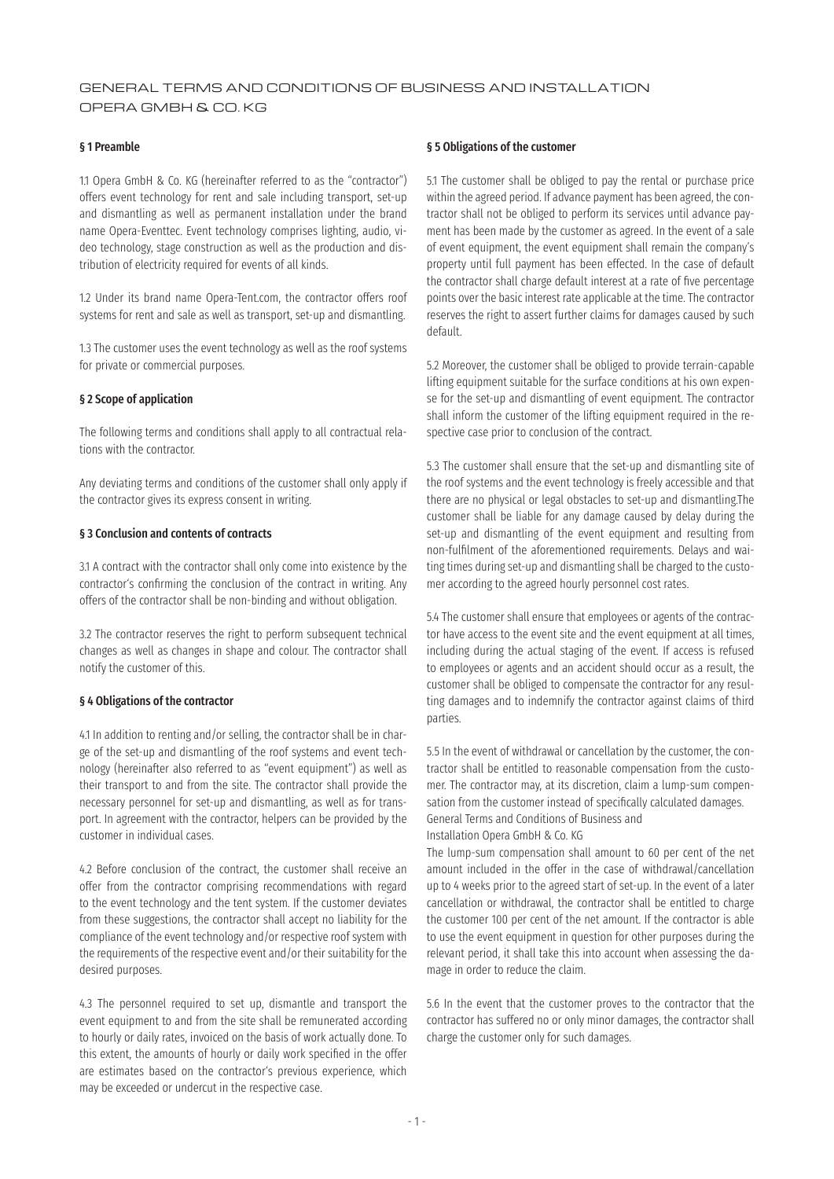# GENERAL TERMS AND CONDITIONS OF BUSINESS AND INSTALLATION OPERA GMBH & CO. KG

## § 1 Preamble

1.1 Opera GmbH & Co. KG (hereinafter referred to as the "contractor") offers event technology for rent and sale including transport, set-up and dismantling as well as permanent installation under the brand name Opera-Eventtec. Event technology comprises lighting, audio, video technology, stage construction as well as the production and distribution of electricity required for events of all kinds.

1.2 Under its brand name Opera-Tent.com, the contractor offers roof systems for rent and sale as well as transport, set-up and dismantling.

1.3 The customer uses the event technology as well as the roof systems for private or commercial purposes.

## § 2 Scope of application

The following terms and conditions shall apply to all contractual relations with the contractor.

Any deviating terms and conditions of the customer shall only apply if the contractor gives its express consent in writing.

## § 3 Conclusion and contents of contracts

3.1 A contract with the contractor shall only come into existence by the contractor's confirming the conclusion of the contract in writing. Any offers of the contractor shall be non-binding and without obligation.

3.2 The contractor reserves the right to perform subsequent technical changes as well as changes in shape and colour. The contractor shall notify the customer of this.

## § 4 Obligations of the contractor

4.1 In addition to renting and/or selling, the contractor shall be in charge of the set-up and dismantling of the roof systems and event technology (hereinafter also referred to as "event equipment") as well as their transport to and from the site. The contractor shall provide the necessary personnel for set-up and dismantling, as well as for transport. In agreement with the contractor, helpers can be provided by the customer in individual cases.

4.2 Before conclusion of the contract, the customer shall receive an offer from the contractor comprising recommendations with regard to the event technology and the tent system. If the customer deviates from these suggestions, the contractor shall accept no liability for the compliance of the event technology and/or respective roof system with the requirements of the respective event and/or their suitability for the desired purposes.

4.3 The personnel required to set up, dismantle and transport the event equipment to and from the site shall be remunerated according to hourly or daily rates, invoiced on the basis of work actually done. To this extent, the amounts of hourly or daily work specified in the offer are estimates based on the contractor's previous experience, which may be exceeded or undercut in the respective case.

## § 5 Obligations of the customer

5.1 The customer shall be obliged to pay the rental or purchase price within the agreed period. If advance payment has been agreed, the contractor shall not be obliged to perform its services until advance payment has been made by the customer as agreed. In the event of a sale of event equipment, the event equipment shall remain the company's property until full payment has been effected. In the case of default the contractor shall charge default interest at a rate of five percentage points over the basic interest rate applicable at the time. The contractor reserves the right to assert further claims for damages caused by such default.

5.2 Moreover, the customer shall be obliged to provide terrain-capable lifting equipment suitable for the surface conditions at his own expense for the set-up and dismantling of event equipment. The contractor shall inform the customer of the lifting equipment required in the respective case prior to conclusion of the contract.

5.3 The customer shall ensure that the set-up and dismantling site of the roof systems and the event technology is freely accessible and that there are no physical or legal obstacles to set-up and dismantling.The customer shall be liable for any damage caused by delay during the set-up and dismantling of the event equipment and resulting from non-fulfilment of the aforementioned requirements. Delays and waiting times during set-up and dismantling shall be charged to the customer according to the agreed hourly personnel cost rates.

5.4 The customer shall ensure that employees or agents of the contractor have access to the event site and the event equipment at all times, including during the actual staging of the event. If access is refused to employees or agents and an accident should occur as a result, the customer shall be obliged to compensate the contractor for any resulting damages and to indemnify the contractor against claims of third parties.

5.5 In the event of withdrawal or cancellation by the customer, the contractor shall be entitled to reasonable compensation from the customer. The contractor may, at its discretion, claim a lump-sum compensation from the customer instead of specifically calculated damages.
General Terms and Conditions of Business and
Installation Opera GmbH & Co. KG
The lump-sum compensation shall amount to 60 per cent of the net amount included in the offer in the case of withdrawal/cancellation up to 4 weeks prior to the agreed start of set-up. In the event of a later cancellation or withdrawal, the contractor shall be entitled to charge the customer 100 per cent of the net amount. If the contractor is able to use the event equipment in question for other purposes during the relevant period, it shall take this into account when assessing the damage in order to reduce the claim.

5.6 In the event that the customer proves to the contractor that the contractor has suffered no or only minor damages, the contractor shall charge the customer only for such damages.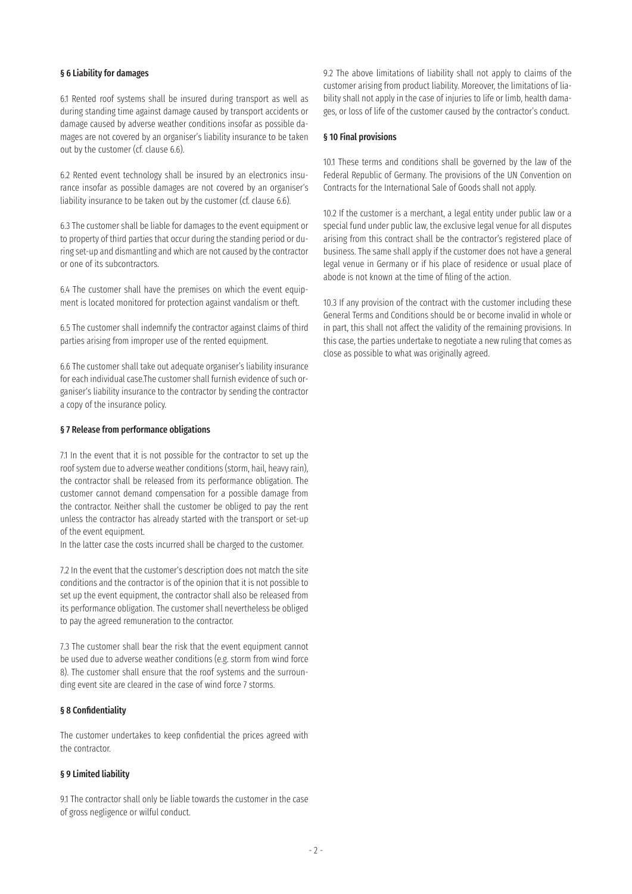#### § 6 Liability for damages

6.1 Rented roof systems shall be insured during transport as well as during standing time against damage caused by transport accidents or damage caused by adverse weather conditions insofar as possible damages are not covered by an organiser's liability insurance to be taken out by the customer (cf. clause 6.6).

6.2 Rented event technology shall be insured by an electronics insurance insofar as possible damages are not covered by an organiser's liability insurance to be taken out by the customer (cf. clause 6.6).

6.3 The customer shall be liable for damages to the event equipment or to property of third parties that occur during the standing period or during set-up and dismantling and which are not caused by the contractor or one of its subcontractors.

6.4 The customer shall have the premises on which the event equipment is located monitored for protection against vandalism or theft.

6.5 The customer shall indemnify the contractor against claims of third parties arising from improper use of the rented equipment.

6.6 The customer shall take out adequate organiser's liability insurance for each individual case.The customer shall furnish evidence of such organiser's liability insurance to the contractor by sending the contractor a copy of the insurance policy.

#### § 7 Release from performance obligations

7.1 In the event that it is not possible for the contractor to set up the roof system due to adverse weather conditions (storm, hail, heavy rain), the contractor shall be released from its performance obligation. The customer cannot demand compensation for a possible damage from the contractor. Neither shall the customer be obliged to pay the rent unless the contractor has already started with the transport or set-up of the event equipment.
In the latter case the costs incurred shall be charged to the customer.

7.2 In the event that the customer's description does not match the site conditions and the contractor is of the opinion that it is not possible to set up the event equipment, the contractor shall also be released from its performance obligation. The customer shall nevertheless be obliged to pay the agreed remuneration to the contractor.

7.3 The customer shall bear the risk that the event equipment cannot be used due to adverse weather conditions (e.g. storm from wind force 8). The customer shall ensure that the roof systems and the surrounding event site are cleared in the case of wind force 7 storms.

#### § 8 Confidentiality

The customer undertakes to keep confidential the prices agreed with the contractor.

#### § 9 Limited liability

9.1 The contractor shall only be liable towards the customer in the case of gross negligence or wilful conduct.

9.2 The above limitations of liability shall not apply to claims of the customer arising from product liability. Moreover, the limitations of liability shall not apply in the case of injuries to life or limb, health damages, or loss of life of the customer caused by the contractor's conduct.

#### § 10 Final provisions

10.1 These terms and conditions shall be governed by the law of the Federal Republic of Germany. The provisions of the UN Convention on Contracts for the International Sale of Goods shall not apply.

10.2 If the customer is a merchant, a legal entity under public law or a special fund under public law, the exclusive legal venue for all disputes arising from this contract shall be the contractor's registered place of business. The same shall apply if the customer does not have a general legal venue in Germany or if his place of residence or usual place of abode is not known at the time of filing of the action.

10.3 If any provision of the contract with the customer including these General Terms and Conditions should be or become invalid in whole or in part, this shall not affect the validity of the remaining provisions. In this case, the parties undertake to negotiate a new ruling that comes as close as possible to what was originally agreed.